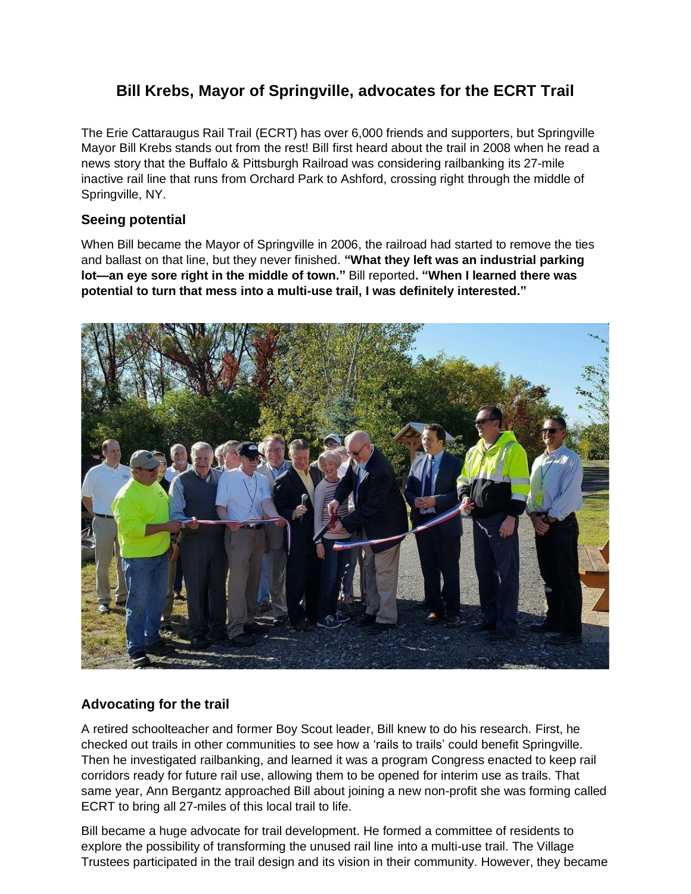# Bill Krebs, Mayor of Springville, advocates for the ECRT Trail

The Erie Cattaraugus Rail Trail (ECRT) has over 6,000 friends and supporters, but Springville Mayor Bill Krebs stands out from the rest! Bill first heard about the trail in 2008 when he read a news story that the Buffalo & Pittsburgh Railroad was considering railbanking its 27-mile inactive rail line that runs from Orchard Park to Ashford, crossing right through the middle of Springville, NY.

### Seeing potential

When Bill became the Mayor of Springville in 2006, the railroad had started to remove the ties and ballast on that line, but they never finished. **"What they left was an industrial parking lot—an eye sore right in the middle of town."** Bill reported**. "When I learned there was potential to turn that mess into a multi-use trail, I was definitely interested."**

### Advocating for the trail

A retired schoolteacher and former Boy Scout leader, Bill knew to do his research. First, he checked out trails in other communities to see how a 'rails to trails' could benefit Springville. Then he investigated railbanking, and learned it was a program Congress enacted to keep rail corridors ready for future rail use, allowing them to be opened for interim use as trails. That same year, Ann Bergantz approached Bill about joining a new non-profit she was forming called ECRT to bring all 27-miles of this local trail to life.

Bill became a huge advocate for trail development. He formed a committee of residents to explore the possibility of transforming the unused rail line into a multi-use trail. The Village Trustees participated in the trail design and its vision in their community. However, they became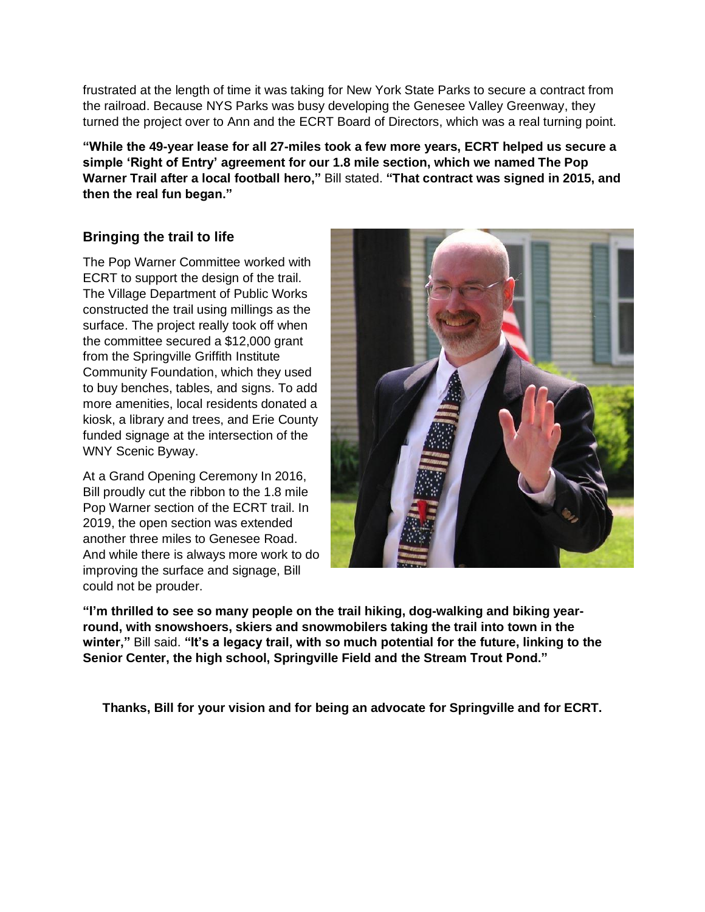frustrated at the length of time it was taking for New York State Parks to secure a contract from the railroad. Because NYS Parks was busy developing the Genesee Valley Greenway, they turned the project over to Ann and the ECRT Board of Directors, which was a real turning point.

**"While the 49-year lease for all 27-miles took a few more years, ECRT helped us secure a simple 'Right of Entry' agreement for our 1.8 mile section, which we named The Pop Warner Trail after a local football hero,"** Bill stated. **"That contract was signed in 2015, and then the real fun began."**

### Bringing the trail to life

The Pop Warner Committee worked with ECRT to support the design of the trail. The Village Department of Public Works constructed the trail using millings as the surface. The project really took off when the committee secured a $12,000 grant from the Springville Griffith Institute Community Foundation, which they used to buy benches, tables, and signs. To add more amenities, local residents donated a kiosk, a library and trees, and Erie County funded signage at the intersection of the WNY Scenic Byway.

At a Grand Opening Ceremony In 2016, Bill proudly cut the ribbon to the 1.8 mile Pop Warner section of the ECRT trail. In 2019, the open section was extended another three miles to Genesee Road. And while there is always more work to do improving the surface and signage, Bill could not be prouder.

**"I'm thrilled to see so many people on the trail hiking, dog-walking and biking year-round, with snowshoers, skiers and snowmobilers taking the trail into town in the winter,"** Bill said. **"It's a legacy trail, with so much potential for the future, linking to the Senior Center, the high school, Springville Field and the Stream Trout Pond."**

**Thanks, Bill for your vision and for being an advocate for Springville and for ECRT.**